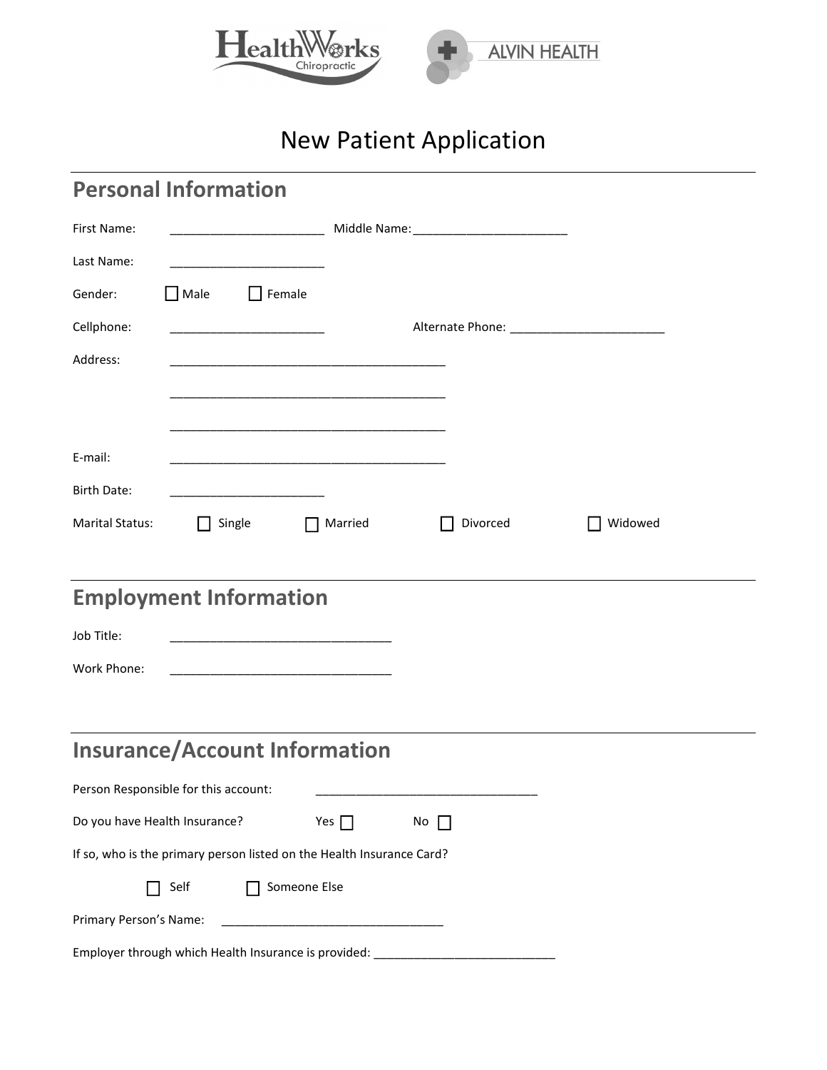HealthWorks Chiropractic    ALVIN HEALTH

# New Patient Application

## Personal Information

First Name: ______________________ Middle Name: ______________________

Last Name: ______________________

Gender: ☐ Male ☐ Female

Cellphone: ______________________ Alternate Phone: ______________________

Address: ________________________________________

________________________________________

________________________________________

E-mail: ________________________________________

Birth Date: ______________________

Marital Status: ☐ Single ☐ Married ☐ Divorced ☐ Widowed

## Employment Information

Job Title: ________________________________

Work Phone: ________________________________

## Insurance/Account Information

Person Responsible for this account: ________________________________

Do you have Health Insurance? Yes ☐ No ☐

If so, who is the primary person listed on the Health Insurance Card?

☐ Self ☐ Someone Else

Primary Person's Name: ________________________________

Employer through which Health Insurance is provided: __________________________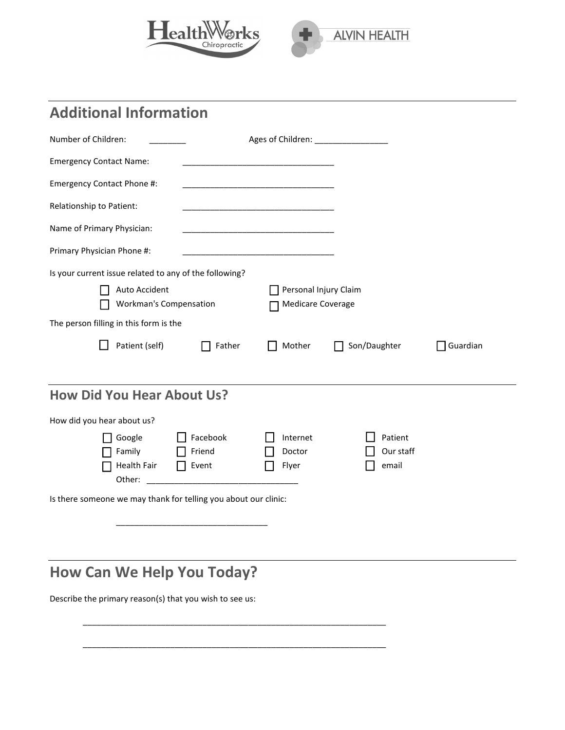## Additional Information

Number of Children: ________ Ages of Children: ________________

Emergency Contact Name: _________________________________

Emergency Contact Phone #: _________________________________

Relationship to Patient: _________________________________

Name of Primary Physician: _________________________________

Primary Physician Phone #: _________________________________

Is your current issue related to any of the following?

- ☐ Auto Accident
- ☐ Personal Injury Claim
- ☐ Workman's Compensation
- ☐ Medicare Coverage

The person filling in this form is the

☐ Patient (self) ☐ Father ☐ Mother ☐ Son/Daughter ☐ Guardian

## How Did You Hear About Us?

How did you hear about us?

| | | | |
|---|---|---|---|
| ☐ Google | ☐ Facebook | ☐ Internet | ☐ Patient |
| ☐ Family | ☐ Friend | ☐ Doctor | ☐ Our staff |
| ☐ Health Fair | ☐ Event | ☐ Flyer | ☐ email |

Other: _________________________________

Is there someone we may thank for telling you about our clinic:

_________________________________

## How Can We Help You Today?

Describe the primary reason(s) that you wish to see us:

_________________________________________________________________

_________________________________________________________________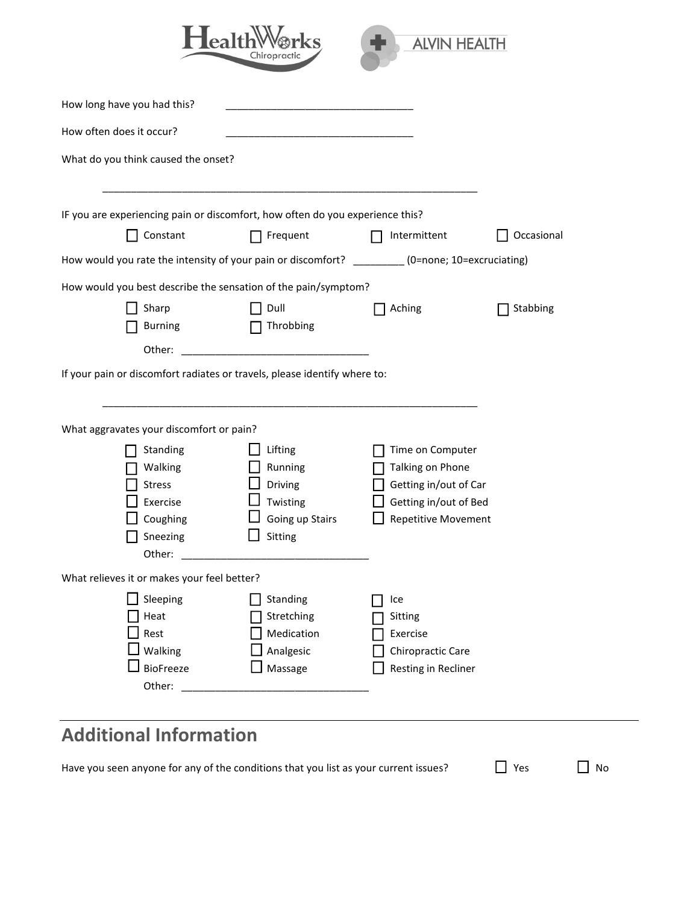How long have you had this? _________________________________

How often does it occur? _________________________________

What do you think caused the onset?

_________________________________________________________________

IF you are experiencing pain or discomfort, how often do you experience this?

☐ Constant ☐ Frequent ☐ Intermittent ☐ Occasional

How would you rate the intensity of your pain or discomfort? _________ (0=none; 10=excruciating)

How would you best describe the sensation of the pain/symptom?

☐ Sharp ☐ Dull ☐ Aching ☐ Stabbing
☐ Burning ☐ Throbbing

Other: _________________________________

If your pain or discomfort radiates or travels, please identify where to:

_________________________________________________________________

What aggravates your discomfort or pain?

| | | |
|---|---|---|
| ☐ Standing | ☐ Lifting | ☐ Time on Computer |
| ☐ Walking | ☐ Running | ☐ Talking on Phone |
| ☐ Stress | ☐ Driving | ☐ Getting in/out of Car |
| ☐ Exercise | ☐ Twisting | ☐ Getting in/out of Bed |
| ☐ Coughing | ☐ Going up Stairs | ☐ Repetitive Movement |
| ☐ Sneezing | ☐ Sitting | |

Other: _________________________________

What relieves it or makes your feel better?

| | | |
|---|---|---|
| ☐ Sleeping | ☐ Standing | ☐ Ice |
| ☐ Heat | ☐ Stretching | ☐ Sitting |
| ☐ Rest | ☐ Medication | ☐ Exercise |
| ☐ Walking | ☐ Analgesic | ☐ Chiropractic Care |
| ☐ BioFreeze | ☐ Massage | ☐ Resting in Recliner |

Other: _________________________________

## Additional Information

Have you seen anyone for any of the conditions that you list as your current issues? ☐ Yes ☐ No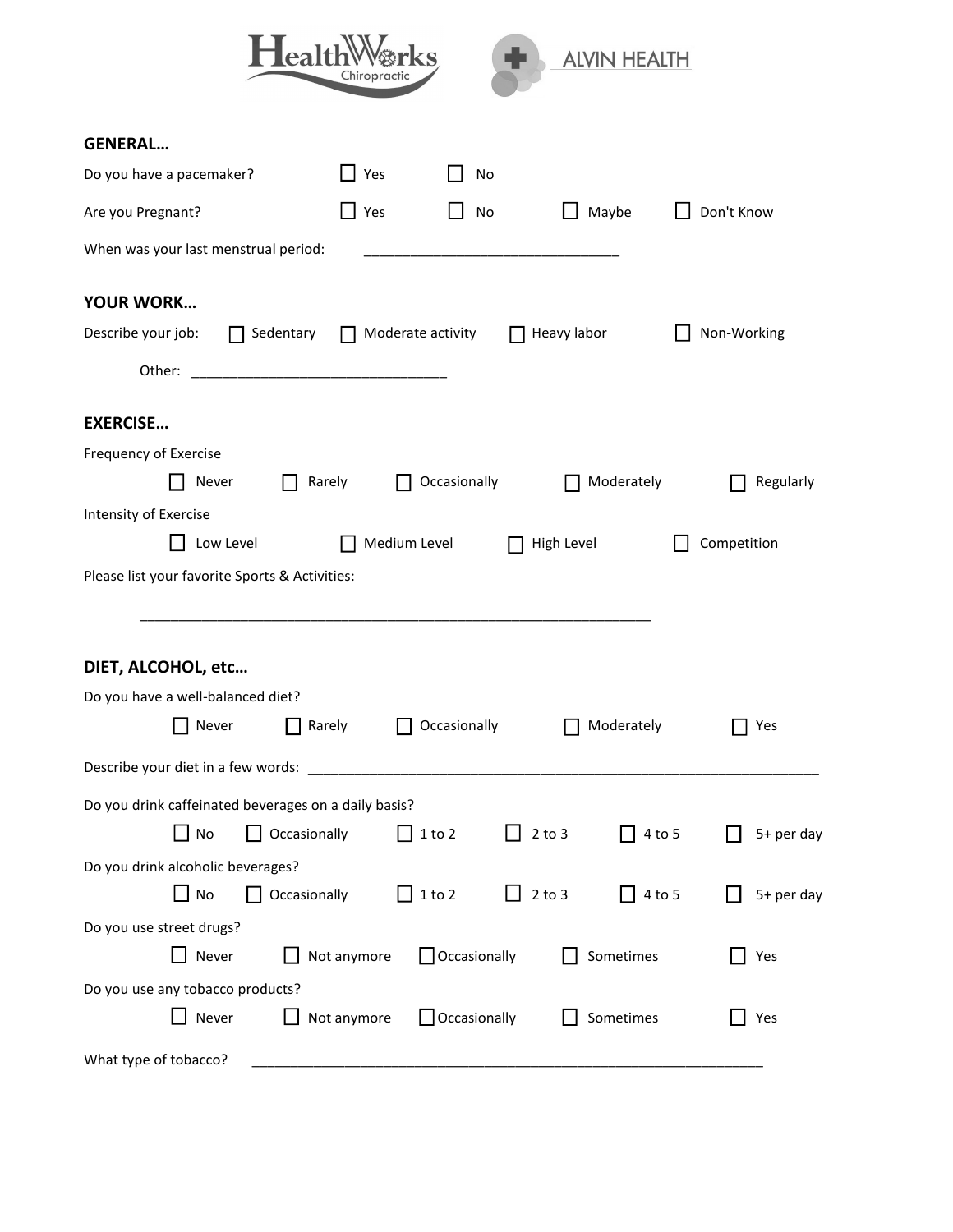## GENERAL…

Do you have a pacemaker? ☐ Yes ☐ No

Are you Pregnant? ☐ Yes ☐ No ☐ Maybe ☐ Don't Know

When was your last menstrual period: ________________________________

## YOUR WORK…

Describe your job: ☐ Sedentary ☐ Moderate activity ☐ Heavy labor ☐ Non-Working

Other: ________________________________

## EXERCISE…

Frequency of Exercise

☐ Never ☐ Rarely ☐ Occasionally ☐ Moderately ☐ Regularly

Intensity of Exercise

☐ Low Level ☐ Medium Level ☐ High Level ☐ Competition

Please list your favorite Sports & Activities:

________________________________________________________________

## DIET, ALCOHOL, etc…

Do you have a well-balanced diet?

☐ Never ☐ Rarely ☐ Occasionally ☐ Moderately ☐ Yes

Describe your diet in a few words: ________________________________________________________________

Do you drink caffeinated beverages on a daily basis?

☐ No ☐ Occasionally ☐ 1 to 2 ☐ 2 to 3 ☐ 4 to 5 ☐ 5+ per day

Do you drink alcoholic beverages?

☐ No ☐ Occasionally ☐ 1 to 2 ☐ 2 to 3 ☐ 4 to 5 ☐ 5+ per day

Do you use street drugs?

☐ Never ☐ Not anymore ☐ Occasionally ☐ Sometimes ☐ Yes

Do you use any tobacco products?

☐ Never ☐ Not anymore ☐ Occasionally ☐ Sometimes ☐ Yes

What type of tobacco? ________________________________________________________________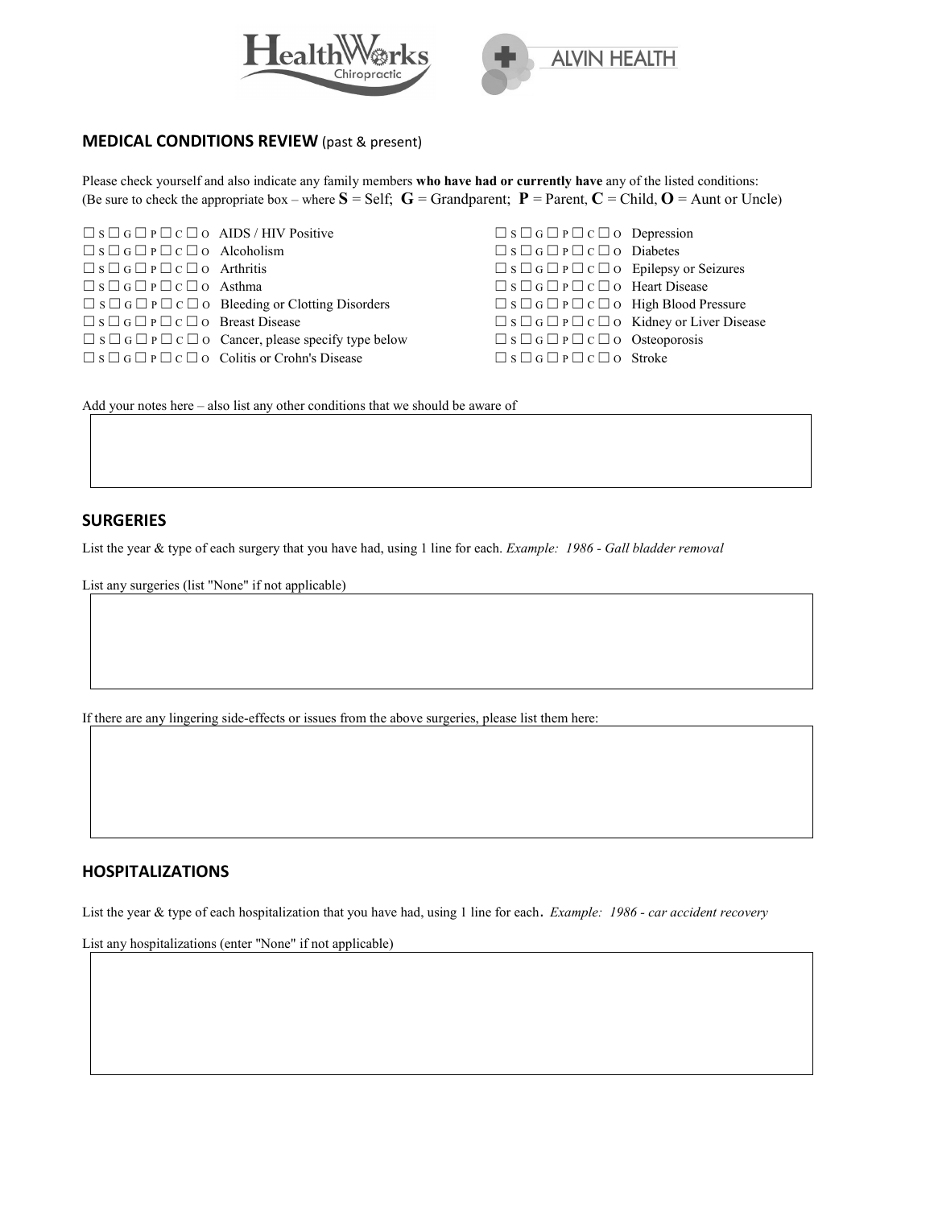HealthWorks Chiropractic ALVIN HEALTH

## MEDICAL CONDITIONS REVIEW (past & present)

Please check yourself and also indicate any family members **who have had or currently have** any of the listed conditions:
(Be sure to check the appropriate box – where **S** = Self; **G** = Grandparent; **P** = Parent, **C** = Child, **O** = Aunt or Uncle)

☐ S ☐ G ☐ P ☐ C ☐ O AIDS / HIV Positive
☐ S ☐ G ☐ P ☐ C ☐ O Alcoholism
☐ S ☐ G ☐ P ☐ C ☐ O Arthritis
☐ S ☐ G ☐ P ☐ C ☐ O Asthma
☐ S ☐ G ☐ P ☐ C ☐ O Bleeding or Clotting Disorders
☐ S ☐ G ☐ P ☐ C ☐ O Breast Disease
☐ S ☐ G ☐ P ☐ C ☐ O Cancer, please specify type below
☐ S ☐ G ☐ P ☐ C ☐ O Colitis or Crohn's Disease
☐ S ☐ G ☐ P ☐ C ☐ O Depression
☐ S ☐ G ☐ P ☐ C ☐ O Diabetes
☐ S ☐ G ☐ P ☐ C ☐ O Epilepsy or Seizures
☐ S ☐ G ☐ P ☐ C ☐ O Heart Disease
☐ S ☐ G ☐ P ☐ C ☐ O High Blood Pressure
☐ S ☐ G ☐ P ☐ C ☐ O Kidney or Liver Disease
☐ S ☐ G ☐ P ☐ C ☐ O Osteoporosis
☐ S ☐ G ☐ P ☐ C ☐ O Stroke

Add your notes here – also list any other conditions that we should be aware of

## SURGERIES

List the year & type of each surgery that you have had, using 1 line for each. *Example: 1986 - Gall bladder removal*

List any surgeries (list "None" if not applicable)

If there are any lingering side-effects or issues from the above surgeries, please list them here:

## HOSPITALIZATIONS

List the year & type of each hospitalization that you have had, using 1 line for each. *Example: 1986 - car accident recovery*

List any hospitalizations (enter "None" if not applicable)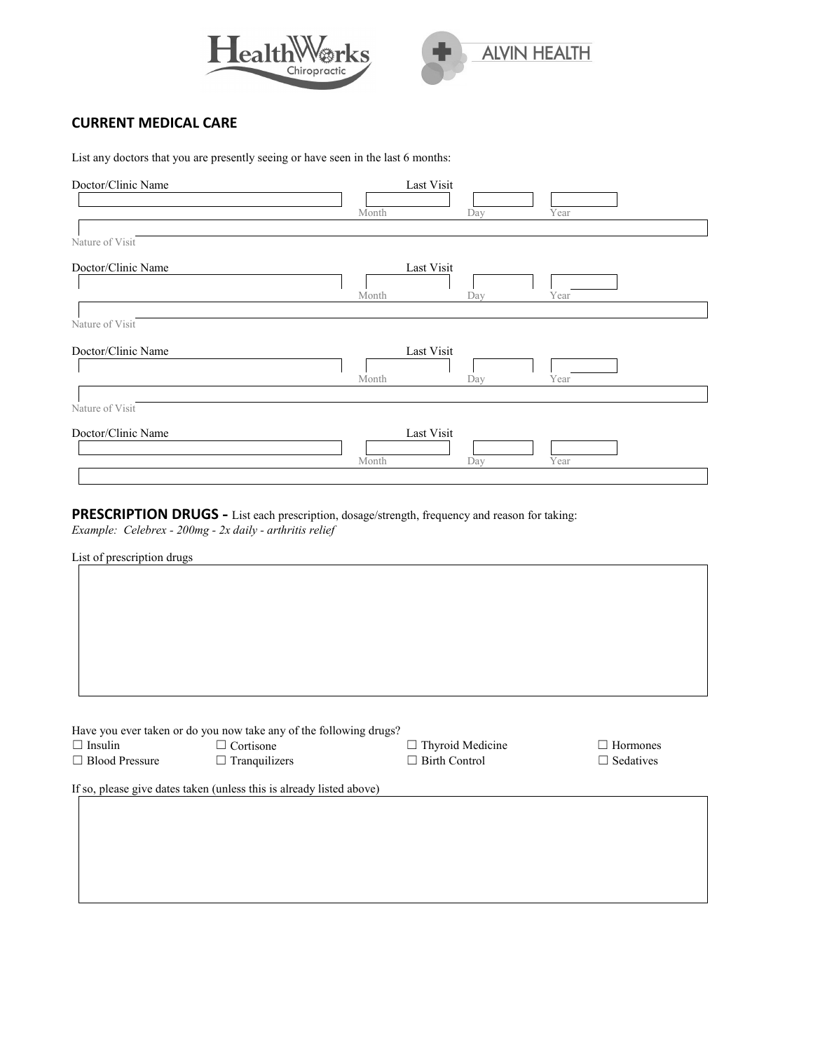## CURRENT MEDICAL CARE

List any doctors that you are presently seeing or have seen in the last 6 months:

Doctor/Clinic Name ______________________ Last Visit: Month ____ Day ____ Year ____

Nature of Visit ______________________

Doctor/Clinic Name ______________________ Last Visit: Month ____ Day ____ Year ____

Nature of Visit ______________________

Doctor/Clinic Name ______________________ Last Visit: Month ____ Day ____ Year ____

Nature of Visit ______________________

Doctor/Clinic Name ______________________ Last Visit: Month ____ Day ____ Year ____

______________________

## PRESCRIPTION DRUGS - List each prescription, dosage/strength, frequency and reason for taking:

*Example: Celebrex - 200mg - 2x daily - arthritis relief*

List of prescription drugs

______________________

Have you ever taken or do you now take any of the following drugs?

☐ Insulin ☐ Cortisone ☐ Thyroid Medicine ☐ Hormones

☐ Blood Pressure ☐ Tranquilizers ☐ Birth Control ☐ Sedatives

If so, please give dates taken (unless this is already listed above)

______________________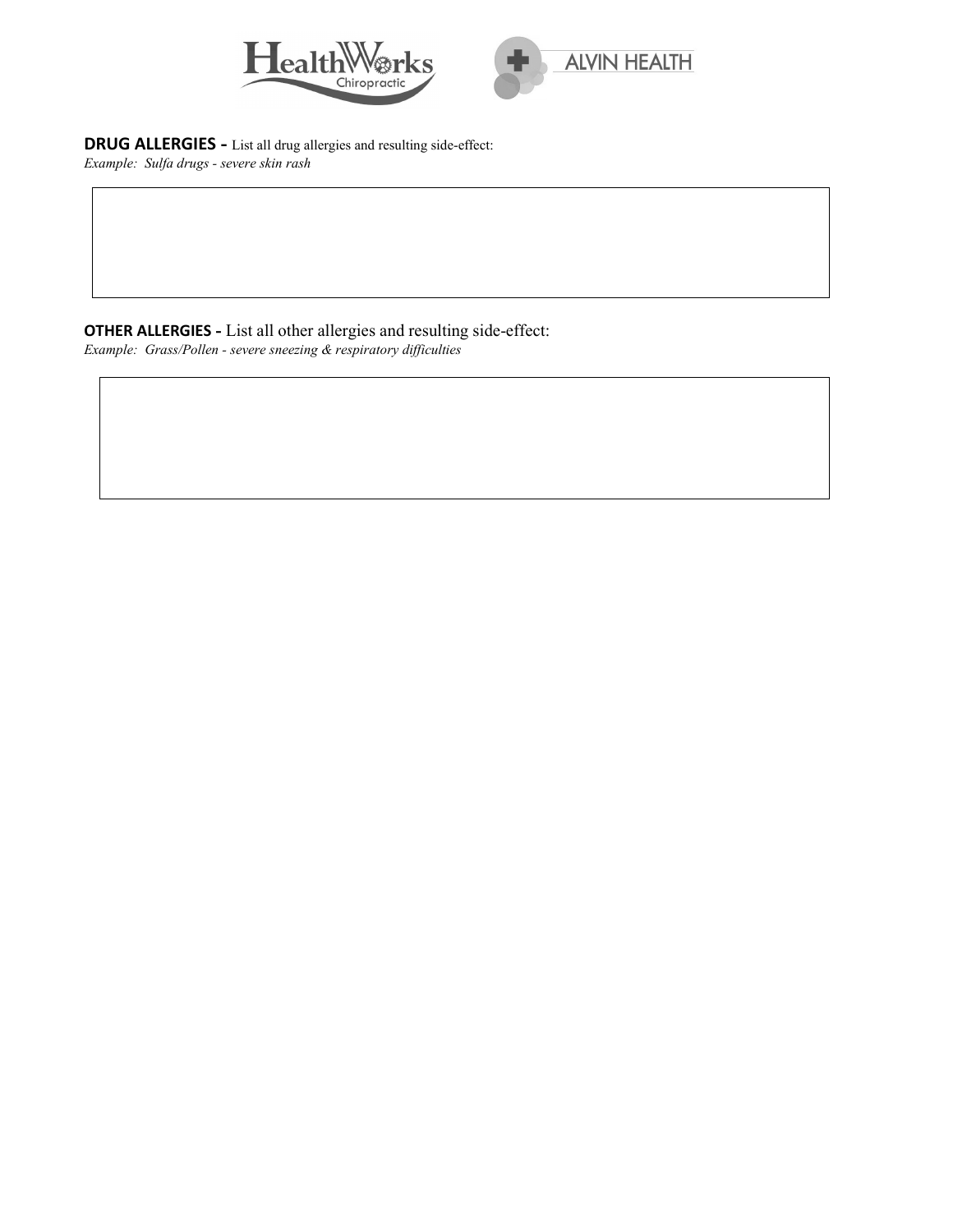**DRUG ALLERGIES -** List all drug allergies and resulting side-effect:
*Example: Sulfa drugs - severe skin rash*

**OTHER ALLERGIES -** List all other allergies and resulting side-effect:
*Example: Grass/Pollen - severe sneezing & respiratory difficulties*